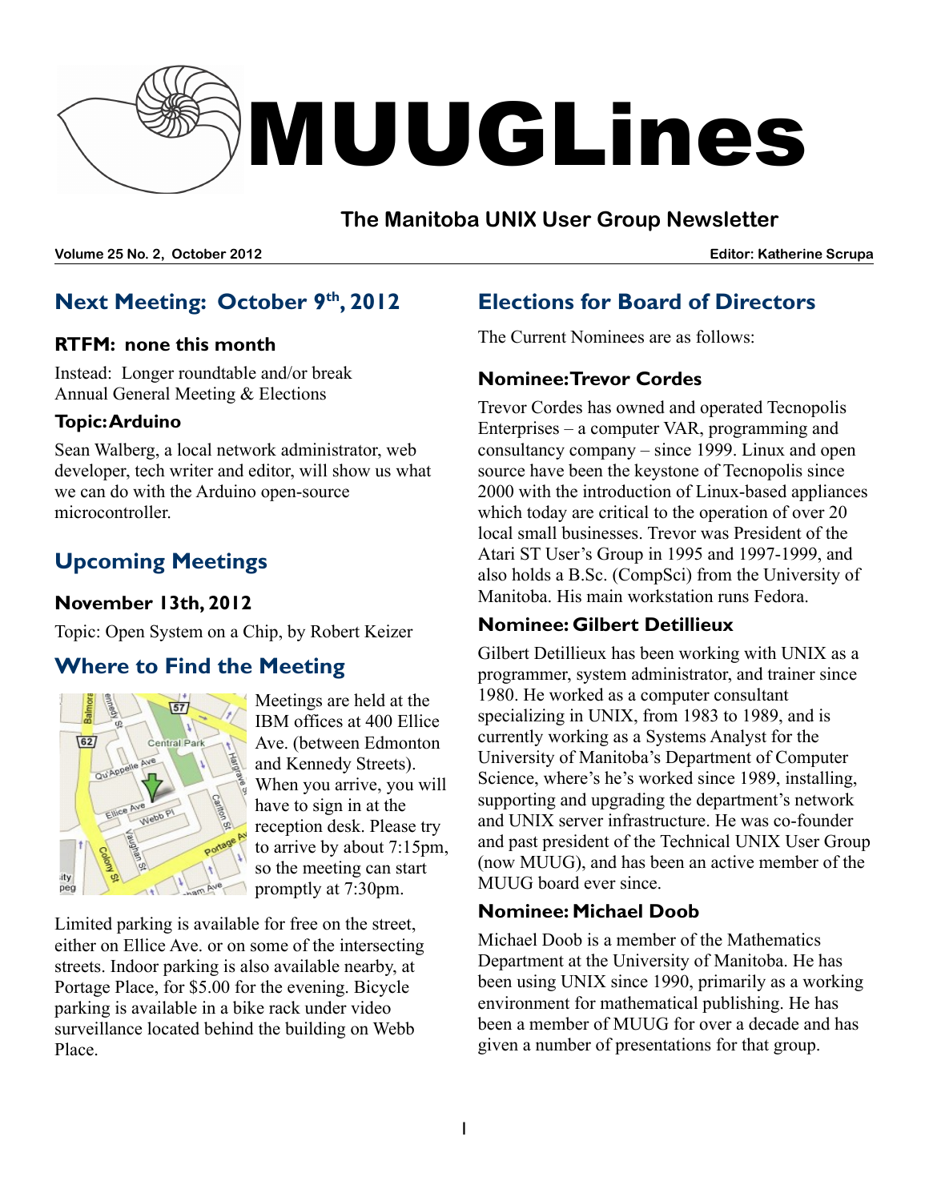# MUUGLines

## The Manitoba UNIX User Group Newsletter

**Volume 25 No. 2, October 2012** **Editor: Katherine Scrupa**

## Next Meeting: October 9th, 2012

### RTFM: none this month

Instead: Longer roundtable and/or break
Annual General Meeting & Elections

### Topic: Arduino

Sean Walberg, a local network administrator, web developer, tech writer and editor, will show us what we can do with the Arduino open-source microcontroller.

## Upcoming Meetings

### November 13th, 2012

Topic: Open System on a Chip, by Robert Keizer

## Where to Find the Meeting

Meetings are held at the IBM offices at 400 Ellice Ave. (between Edmonton and Kennedy Streets). When you arrive, you will have to sign in at the reception desk. Please try to arrive by about 7:15pm, so the meeting can start promptly at 7:30pm.

Limited parking is available for free on the street, either on Ellice Ave. or on some of the intersecting streets. Indoor parking is also available nearby, at Portage Place, for $5.00 for the evening. Bicycle parking is available in a bike rack under video surveillance located behind the building on Webb Place.

## Elections for Board of Directors

The Current Nominees are as follows:

### Nominee: Trevor Cordes

Trevor Cordes has owned and operated Tecnopolis Enterprises – a computer VAR, programming and consultancy company – since 1999. Linux and open source have been the keystone of Tecnopolis since 2000 with the introduction of Linux-based appliances which today are critical to the operation of over 20 local small businesses. Trevor was President of the Atari ST User's Group in 1995 and 1997-1999, and also holds a B.Sc. (CompSci) from the University of Manitoba. His main workstation runs Fedora.

### Nominee: Gilbert Detillieux

Gilbert Detillieux has been working with UNIX as a programmer, system administrator, and trainer since 1980. He worked as a computer consultant specializing in UNIX, from 1983 to 1989, and is currently working as a Systems Analyst for the University of Manitoba's Department of Computer Science, where's he's worked since 1989, installing, supporting and upgrading the department's network and UNIX server infrastructure. He was co-founder and past president of the Technical UNIX User Group (now MUUG), and has been an active member of the MUUG board ever since.

### Nominee: Michael Doob

Michael Doob is a member of the Mathematics Department at the University of Manitoba. He has been using UNIX since 1990, primarily as a working environment for mathematical publishing. He has been a member of MUUG for over a decade and has given a number of presentations for that group.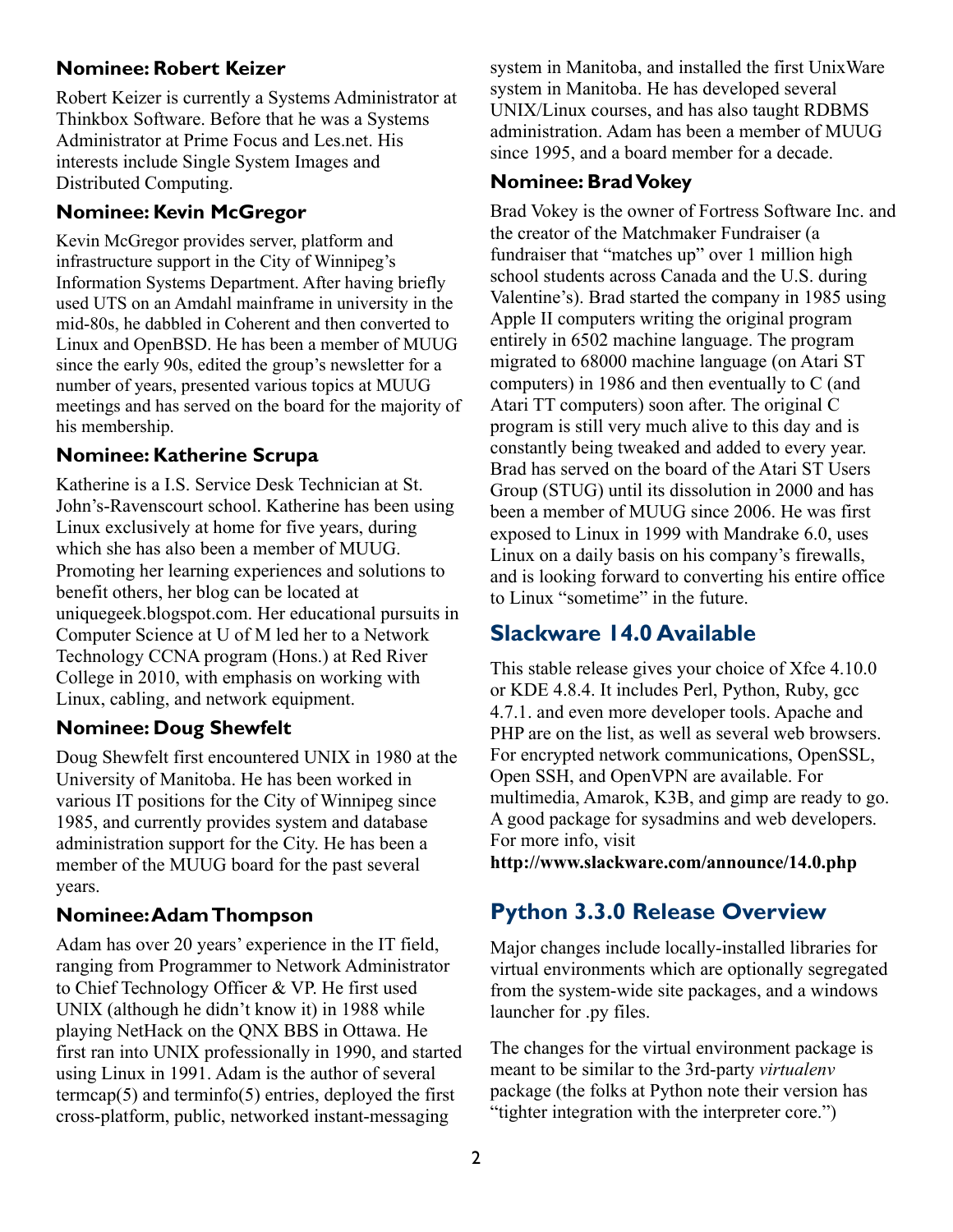### Nominee: Robert Keizer

Robert Keizer is currently a Systems Administrator at Thinkbox Software. Before that he was a Systems Administrator at Prime Focus and Les.net. His interests include Single System Images and Distributed Computing.

### Nominee: Kevin McGregor

Kevin McGregor provides server, platform and infrastructure support in the City of Winnipeg's Information Systems Department. After having briefly used UTS on an Amdahl mainframe in university in the mid-80s, he dabbled in Coherent and then converted to Linux and OpenBSD. He has been a member of MUUG since the early 90s, edited the group's newsletter for a number of years, presented various topics at MUUG meetings and has served on the board for the majority of his membership.

### Nominee: Katherine Scrupa

Katherine is a I.S. Service Desk Technician at St. John's-Ravenscourt school. Katherine has been using Linux exclusively at home for five years, during which she has also been a member of MUUG. Promoting her learning experiences and solutions to benefit others, her blog can be located at uniquegeek.blogspot.com. Her educational pursuits in Computer Science at U of M led her to a Network Technology CCNA program (Hons.) at Red River College in 2010, with emphasis on working with Linux, cabling, and network equipment.

### Nominee: Doug Shewfelt

Doug Shewfelt first encountered UNIX in 1980 at the University of Manitoba. He has been worked in various IT positions for the City of Winnipeg since 1985, and currently provides system and database administration support for the City. He has been a member of the MUUG board for the past several years.

### Nominee: Adam Thompson

Adam has over 20 years' experience in the IT field, ranging from Programmer to Network Administrator to Chief Technology Officer & VP. He first used UNIX (although he didn't know it) in 1988 while playing NetHack on the QNX BBS in Ottawa. He first ran into UNIX professionally in 1990, and started using Linux in 1991. Adam is the author of several termcap(5) and terminfo(5) entries, deployed the first cross-platform, public, networked instant-messaging system in Manitoba, and installed the first UnixWare system in Manitoba. He has developed several UNIX/Linux courses, and has also taught RDBMS administration. Adam has been a member of MUUG since 1995, and a board member for a decade.

### Nominee: Brad Vokey

Brad Vokey is the owner of Fortress Software Inc. and the creator of the Matchmaker Fundraiser (a fundraiser that "matches up" over 1 million high school students across Canada and the U.S. during Valentine's). Brad started the company in 1985 using Apple II computers writing the original program entirely in 6502 machine language. The program migrated to 68000 machine language (on Atari ST computers) in 1986 and then eventually to C (and Atari TT computers) soon after. The original C program is still very much alive to this day and is constantly being tweaked and added to every year. Brad has served on the board of the Atari ST Users Group (STUG) until its dissolution in 2000 and has been a member of MUUG since 2006. He was first exposed to Linux in 1999 with Mandrake 6.0, uses Linux on a daily basis on his company's firewalls, and is looking forward to converting his entire office to Linux "sometime" in the future.

## Slackware 14.0 Available

This stable release gives your choice of Xfce 4.10.0 or KDE 4.8.4. It includes Perl, Python, Ruby, gcc 4.7.1. and even more developer tools. Apache and PHP are on the list, as well as several web browsers. For encrypted network communications, OpenSSL, Open SSH, and OpenVPN are available. For multimedia, Amarok, K3B, and gimp are ready to go. A good package for sysadmins and web developers. For more info, visit **http://www.slackware.com/announce/14.0.php**

## Python 3.3.0 Release Overview

Major changes include locally-installed libraries for virtual environments which are optionally segregated from the system-wide site packages, and a windows launcher for .py files.

The changes for the virtual environment package is meant to be similar to the 3rd-party *virtualenv* package (the folks at Python note their version has "tighter integration with the interpreter core.")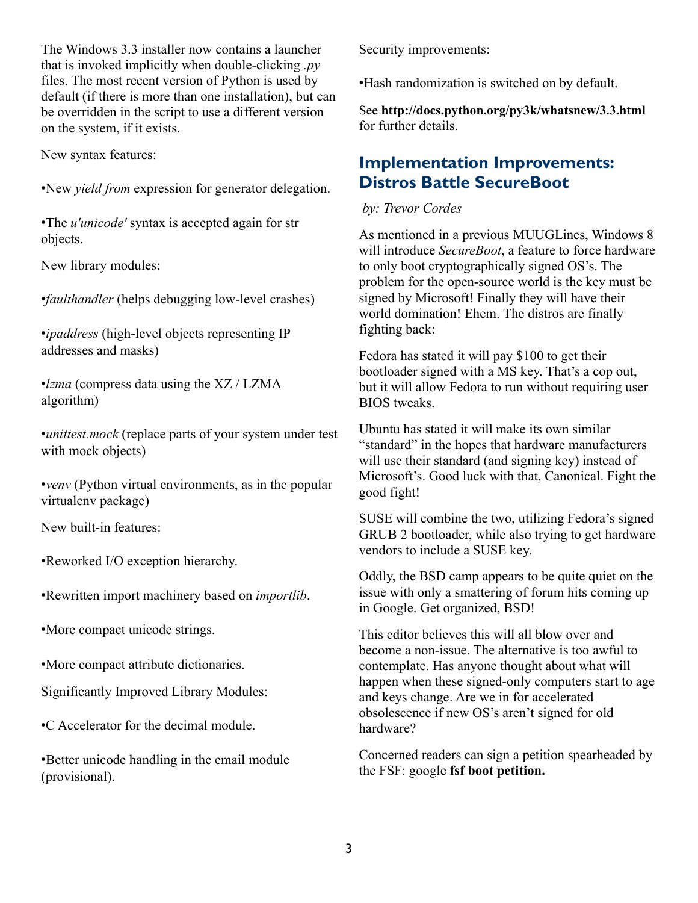The Windows 3.3 installer now contains a launcher that is invoked implicitly when double-clicking *.py* files. The most recent version of Python is used by default (if there is more than one installation), but can be overridden in the script to use a different version on the system, if it exists.

New syntax features:

•New *yield from* expression for generator delegation.

•The *u'unicode'* syntax is accepted again for str objects.

New library modules:

•*faulthandler* (helps debugging low-level crashes)

•*ipaddress* (high-level objects representing IP addresses and masks)

•*lzma* (compress data using the XZ / LZMA algorithm)

•*unittest.mock* (replace parts of your system under test with mock objects)

•*venv* (Python virtual environments, as in the popular virtualenv package)

New built-in features:

•Reworked I/O exception hierarchy.

•Rewritten import machinery based on *importlib*.

•More compact unicode strings.

•More compact attribute dictionaries.

Significantly Improved Library Modules:

•C Accelerator for the decimal module.

•Better unicode handling in the email module (provisional).

Security improvements:

•Hash randomization is switched on by default.

See **http://docs.python.org/py3k/whatsnew/3.3.html** for further details.

## Implementation Improvements: Distros Battle SecureBoot

*by: Trevor Cordes*

As mentioned in a previous MUUGLines, Windows 8 will introduce *SecureBoot*, a feature to force hardware to only boot cryptographically signed OS's. The problem for the open-source world is the key must be signed by Microsoft! Finally they will have their world domination! Ehem. The distros are finally fighting back:

Fedora has stated it will pay $100 to get their bootloader signed with a MS key. That's a cop out, but it will allow Fedora to run without requiring user BIOS tweaks.

Ubuntu has stated it will make its own similar "standard" in the hopes that hardware manufacturers will use their standard (and signing key) instead of Microsoft's. Good luck with that, Canonical. Fight the good fight!

SUSE will combine the two, utilizing Fedora's signed GRUB 2 bootloader, while also trying to get hardware vendors to include a SUSE key.

Oddly, the BSD camp appears to be quite quiet on the issue with only a smattering of forum hits coming up in Google. Get organized, BSD!

This editor believes this will all blow over and become a non-issue. The alternative is too awful to contemplate. Has anyone thought about what will happen when these signed-only computers start to age and keys change. Are we in for accelerated obsolescence if new OS's aren't signed for old hardware?

Concerned readers can sign a petition spearheaded by the FSF: google **fsf boot petition.**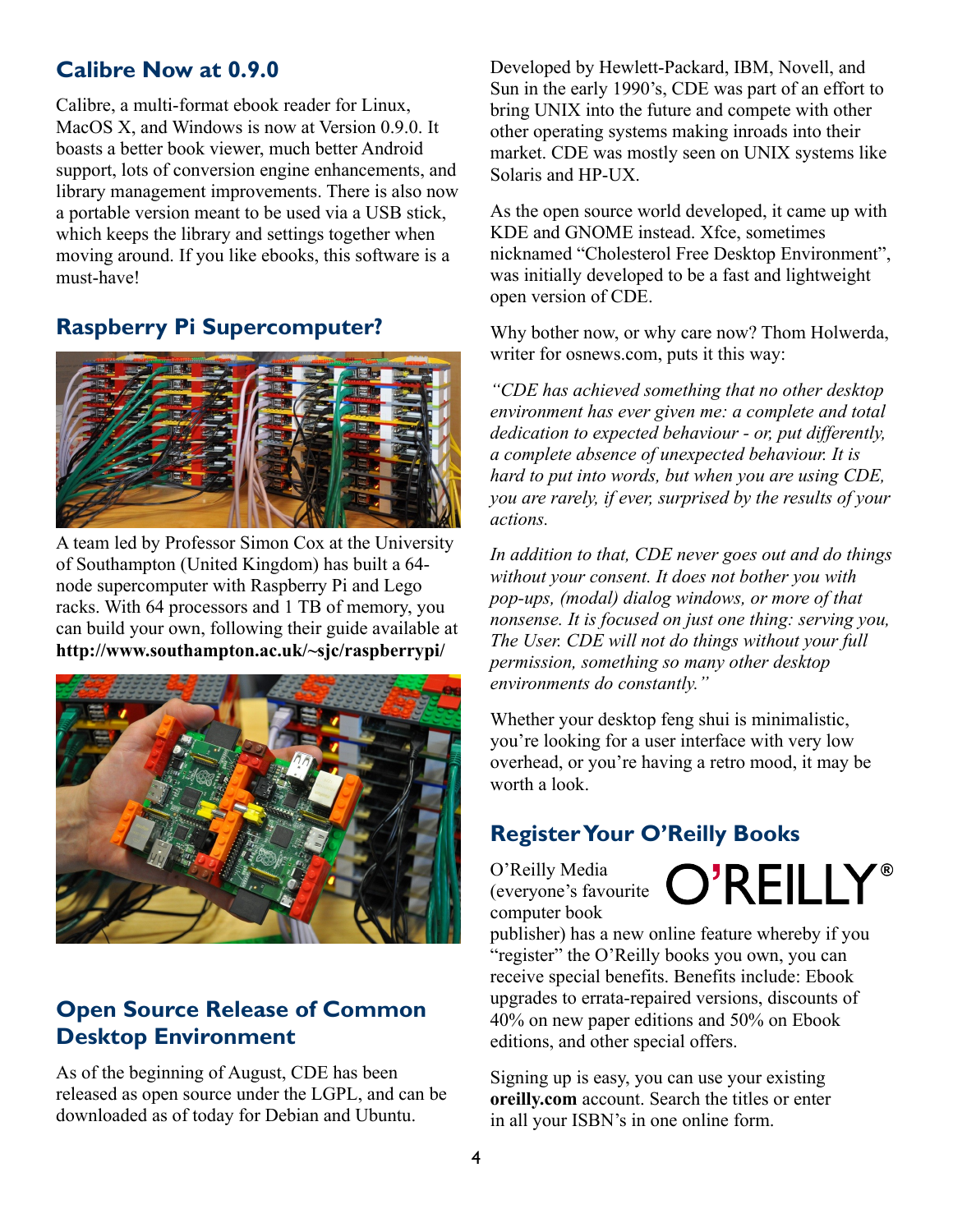## Calibre Now at 0.9.0

Calibre, a multi-format ebook reader for Linux, MacOS X, and Windows is now at Version 0.9.0. It boasts a better book viewer, much better Android support, lots of conversion engine enhancements, and library management improvements. There is also now a portable version meant to be used via a USB stick, which keeps the library and settings together when moving around. If you like ebooks, this software is a must-have!

## Raspberry Pi Supercomputer?

A team led by Professor Simon Cox at the University of Southampton (United Kingdom) has built a 64-node supercomputer with Raspberry Pi and Lego racks. With 64 processors and 1 TB of memory, you can build your own, following their guide available at **http://www.southampton.ac.uk/~sjc/raspberrypi/**

## Open Source Release of Common Desktop Environment

As of the beginning of August, CDE has been released as open source under the LGPL, and can be downloaded as of today for Debian and Ubuntu.

Developed by Hewlett-Packard, IBM, Novell, and Sun in the early 1990's, CDE was part of an effort to bring UNIX into the future and compete with other other operating systems making inroads into their market. CDE was mostly seen on UNIX systems like Solaris and HP-UX.

As the open source world developed, it came up with KDE and GNOME instead. Xfce, sometimes nicknamed "Cholesterol Free Desktop Environment", was initially developed to be a fast and lightweight open version of CDE.

Why bother now, or why care now? Thom Holwerda, writer for osnews.com, puts it this way:

*"CDE has achieved something that no other desktop environment has ever given me: a complete and total dedication to expected behaviour - or, put differently, a complete absence of unexpected behaviour. It is hard to put into words, but when you are using CDE, you are rarely, if ever, surprised by the results of your actions.*

*In addition to that, CDE never goes out and do things without your consent. It does not bother you with pop-ups, (modal) dialog windows, or more of that nonsense. It is focused on just one thing: serving you, The User. CDE will not do things without your full permission, something so many other desktop environments do constantly."*

Whether your desktop feng shui is minimalistic, you're looking for a user interface with very low overhead, or you're having a retro mood, it may be worth a look.

## Register Your O'Reilly Books

O'Reilly Media (everyone's favourite computer book publisher) has a new online feature whereby if you "register" the O'Reilly books you own, you can receive special benefits. Benefits include: Ebook upgrades to errata-repaired versions, discounts of 40% on new paper editions and 50% on Ebook editions, and other special offers.

Signing up is easy, you can use your existing **oreilly.com** account. Search the titles or enter in all your ISBN's in one online form.